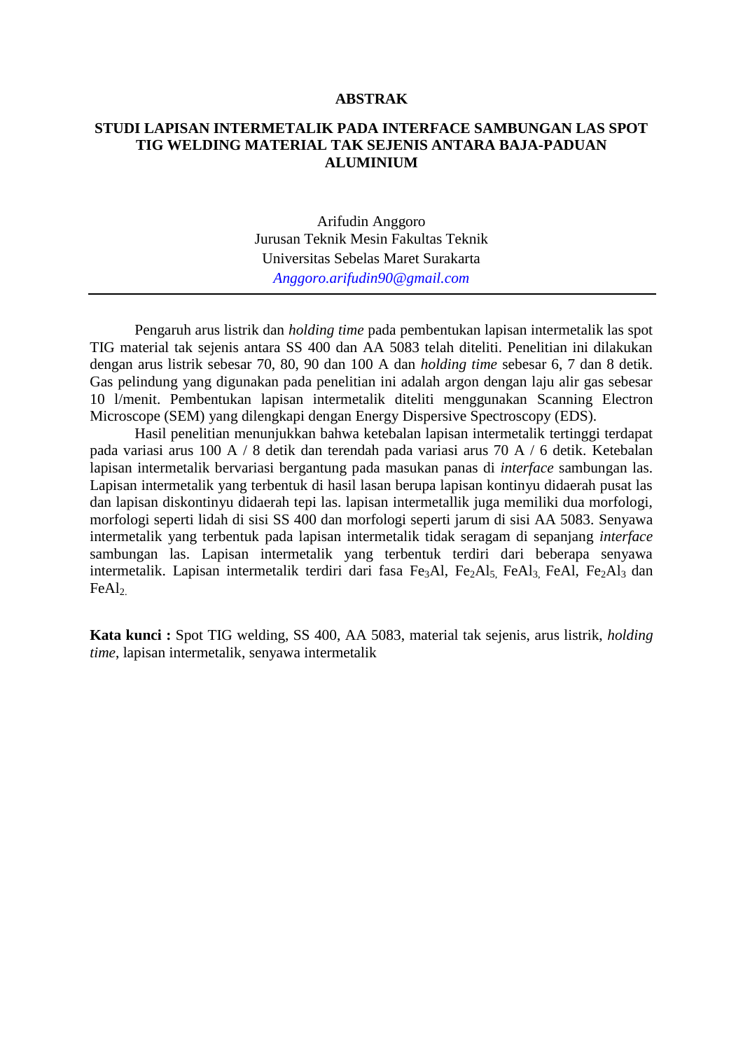# ABSTRAK

## STUDI LAPISAN INTERMETALIK PADA INTERFACE SAMBUNGAN LAS SPOT TIG WELDING MATERIAL TAK SEJENIS ANTARA BAJA-PADUAN ALUMINIUM

Arifudin Anggoro
Jurusan Teknik Mesin Fakultas Teknik
Universitas Sebelas Maret Surakarta
*Anggoro.arifudin90@gmail.com*

---

Pengaruh arus listrik dan *holding time* pada pembentukan lapisan intermetalik las spot TIG material tak sejenis antara SS 400 dan AA 5083 telah diteliti. Penelitian ini dilakukan dengan arus listrik sebesar 70, 80, 90 dan 100 A dan *holding time* sebesar 6, 7 dan 8 detik. Gas pelindung yang digunakan pada penelitian ini adalah argon dengan laju alir gas sebesar 10 l/menit. Pembentukan lapisan intermetalik diteliti menggunakan Scanning Electron Microscope (SEM) yang dilengkapi dengan Energy Dispersive Spectroscopy (EDS).

Hasil penelitian menunjukkan bahwa ketebalan lapisan intermetalik tertinggi terdapat pada variasi arus 100 A / 8 detik dan terendah pada variasi arus 70 A / 6 detik. Ketebalan lapisan intermetalik bervariasi bergantung pada masukan panas di *interface* sambungan las. Lapisan intermetalik yang terbentuk di hasil lasan berupa lapisan kontinyu didaerah pusat las dan lapisan diskontinyu didaerah tepi las. lapisan intermetallik juga memiliki dua morfologi, morfologi seperti lidah di sisi SS 400 dan morfologi seperti jarum di sisi AA 5083. Senyawa intermetalik yang terbentuk pada lapisan intermetalik tidak seragam di sepanjang *interface* sambungan las. Lapisan intermetalik yang terbentuk terdiri dari beberapa senyawa intermetalik. Lapisan intermetalik terdiri dari fasa $Fe_3Al$, $Fe_2Al_5$, $FeAl_3$, $FeAl$, $Fe_2Al_3$ dan $FeAl_2$.

**Kata kunci :** Spot TIG welding, SS 400, AA 5083, material tak sejenis, arus listrik, *holding time*, lapisan intermetalik, senyawa intermetalik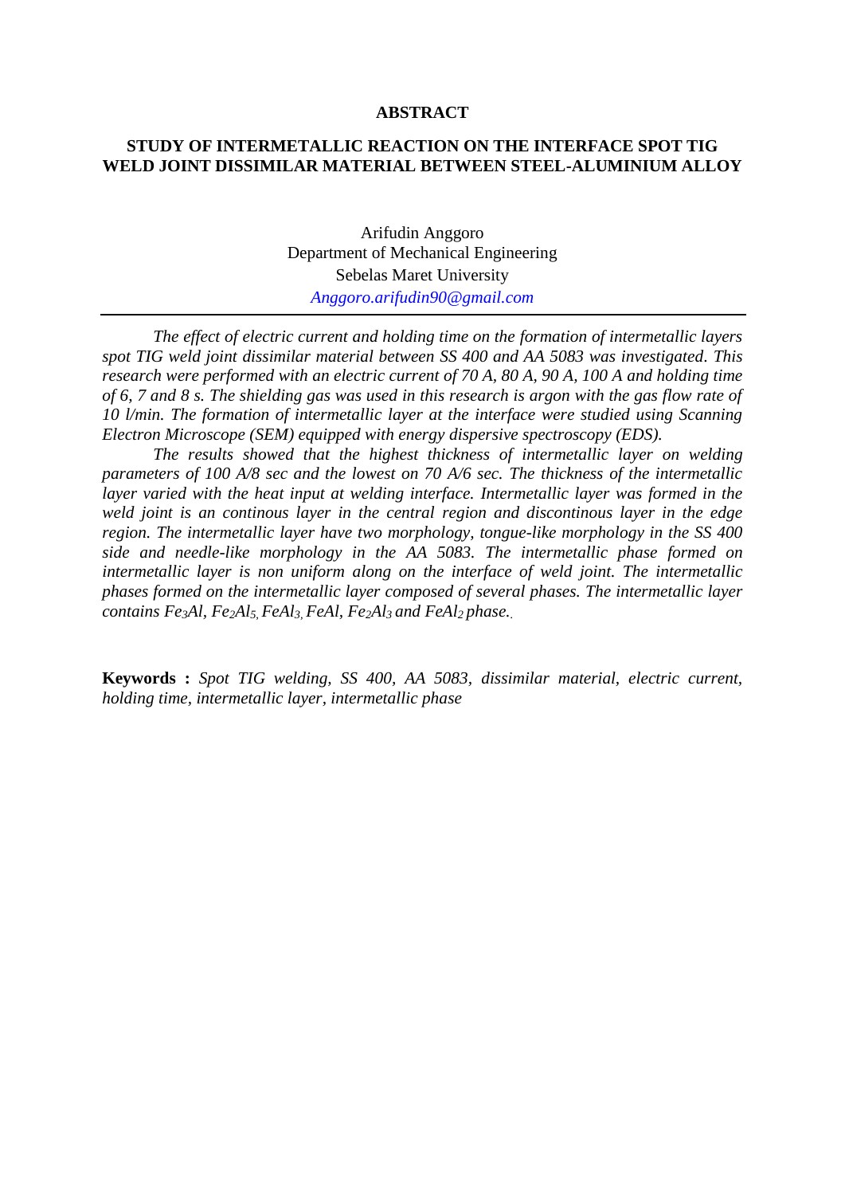# ABSTRACT

## STUDY OF INTERMETALLIC REACTION ON THE INTERFACE SPOT TIG WELD JOINT DISSIMILAR MATERIAL BETWEEN STEEL-ALUMINIUM ALLOY

Arifudin Anggoro
Department of Mechanical Engineering
Sebelas Maret University
Anggoro.arifudin90@gmail.com

---

*The effect of electric current and holding time on the formation of intermetallic layers spot TIG weld joint dissimilar material between SS 400 and AA 5083 was investigated. This research were performed with an electric current of 70 A, 80 A, 90 A, 100 A and holding time of 6, 7 and 8 s. The shielding gas was used in this research is argon with the gas flow rate of 10 l/min. The formation of intermetallic layer at the interface were studied using Scanning Electron Microscope (SEM) equipped with energy dispersive spectroscopy (EDS).*

*The results showed that the highest thickness of intermetallic layer on welding parameters of 100 A/8 sec and the lowest on 70 A/6 sec. The thickness of the intermetallic layer varied with the heat input at welding interface. Intermetallic layer was formed in the weld joint is an continous layer in the central region and discontinous layer in the edge region. The intermetallic layer have two morphology, tongue-like morphology in the SS 400 side and needle-like morphology in the AA 5083. The intermetallic phase formed on intermetallic layer is non uniform along on the interface of weld joint. The intermetallic phases formed on the intermetallic layer composed of several phases. The intermetallic layer contains $Fe_3Al$, $Fe_2Al_5$, $FeAl_3$, $FeAl$, $Fe_2Al_3$ and $FeAl_2$ phase.*

**Keywords :** *Spot TIG welding, SS 400, AA 5083, dissimilar material, electric current, holding time, intermetallic layer, intermetallic phase*